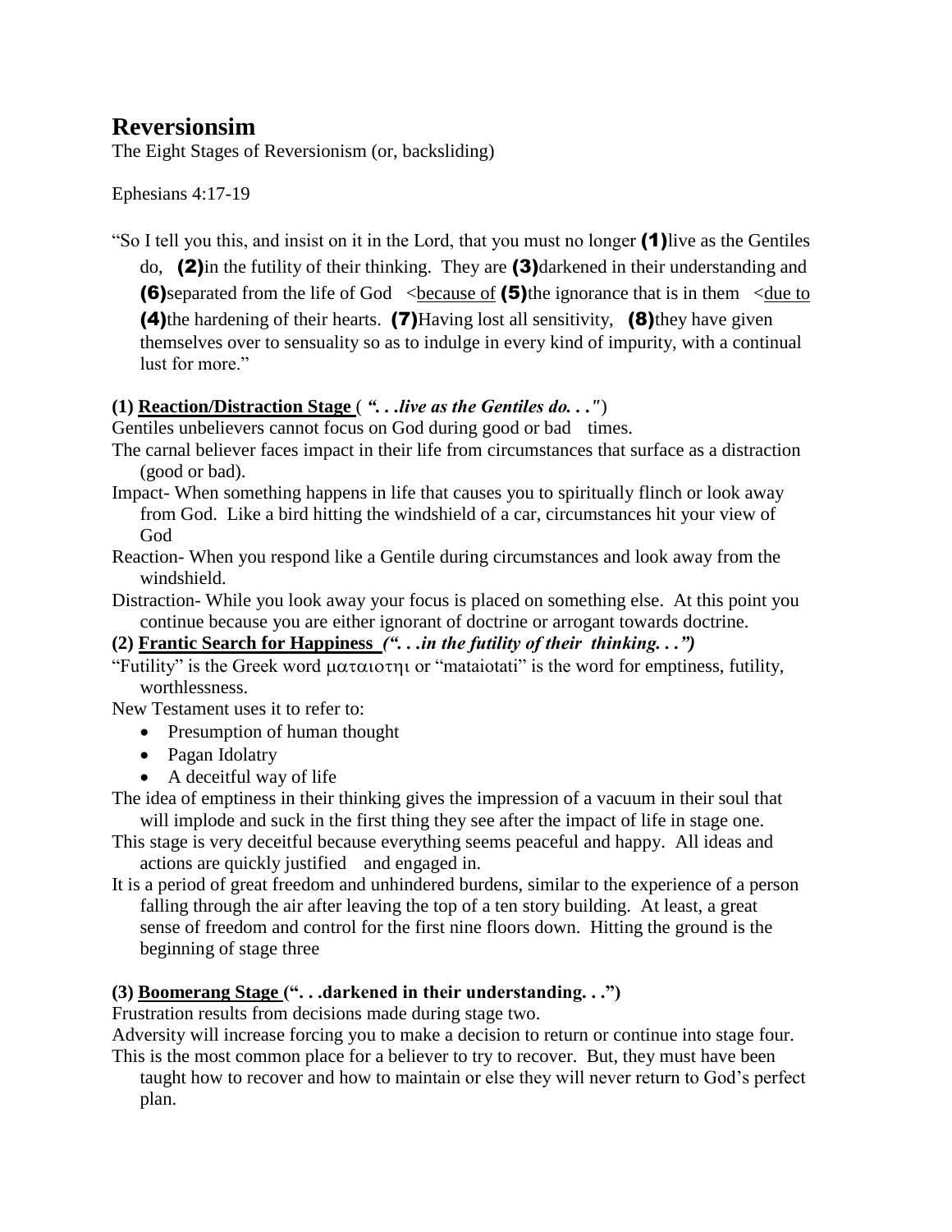# Reversionsim

The Eight Stages of Reversionism (or, backsliding)

Ephesians 4:17-19

"So I tell you this, and insist on it in the Lord, that you must no longer **(1)**live as the Gentiles do, **(2)**in the futility of their thinking. They are **(3)**darkened in their understanding and **(6)**separated from the life of God <because of **(5)**the ignorance that is in them <due to **(4)**the hardening of their hearts. **(7)**Having lost all sensitivity, **(8)**they have given themselves over to sensuality so as to indulge in every kind of impurity, with a continual lust for more."

**(1) Reaction/Distraction Stage** ( ***". . .live as the Gentiles do. . ."*** )

Gentiles unbelievers cannot focus on God during good or bad times.

The carnal believer faces impact in their life from circumstances that surface as a distraction (good or bad).

Impact- When something happens in life that causes you to spiritually flinch or look away from God. Like a bird hitting the windshield of a car, circumstances hit your view of God

Reaction- When you respond like a Gentile during circumstances and look away from the windshield.

Distraction- While you look away your focus is placed on something else. At this point you continue because you are either ignorant of doctrine or arrogant towards doctrine.

**(2) Frantic Search for Happiness** ***(". . .in the futility of their thinking. . .")***

"Futility" is the Greek word ματαιοτηι or "mataiotati" is the word for emptiness, futility, worthlessness.

New Testament uses it to refer to:

- Presumption of human thought
- Pagan Idolatry
- A deceitful way of life

The idea of emptiness in their thinking gives the impression of a vacuum in their soul that will implode and suck in the first thing they see after the impact of life in stage one.

This stage is very deceitful because everything seems peaceful and happy. All ideas and actions are quickly justified and engaged in.

It is a period of great freedom and unhindered burdens, similar to the experience of a person falling through the air after leaving the top of a ten story building. At least, a great sense of freedom and control for the first nine floors down. Hitting the ground is the beginning of stage three

**(3) Boomerang Stage (". . .darkened in their understanding. . .")**

Frustration results from decisions made during stage two.

Adversity will increase forcing you to make a decision to return or continue into stage four.

This is the most common place for a believer to try to recover. But, they must have been taught how to recover and how to maintain or else they will never return to God's perfect plan.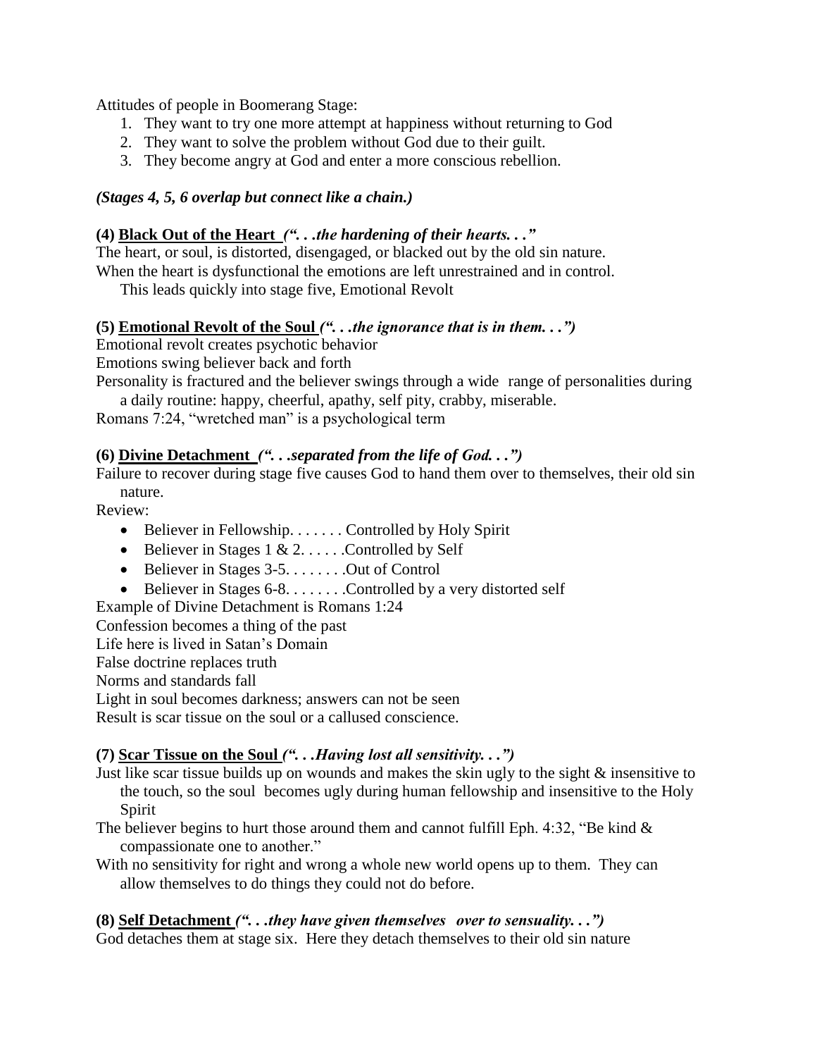Attitudes of people in Boomerang Stage:

1. They want to try one more attempt at happiness without returning to God
2. They want to solve the problem without God due to their guilt.
3. They become angry at God and enter a more conscious rebellion.

***(Stages 4, 5, 6 overlap but connect like a chain.)***

**(4) <u>Black Out of the Heart</u>** ***(". . .the hardening of their hearts. . ."***

The heart, or soul, is distorted, disengaged, or blacked out by the old sin nature.
When the heart is dysfunctional the emotions are left unrestrained and in control.
This leads quickly into stage five, Emotional Revolt

**(5) <u>Emotional Revolt of the Soul</u>** ***(". . .the ignorance that is in them. . .")***

Emotional revolt creates psychotic behavior
Emotions swing believer back and forth
Personality is fractured and the believer swings through a wide range of personalities during a daily routine: happy, cheerful, apathy, self pity, crabby, miserable.
Romans 7:24, "wretched man" is a psychological term

**(6) <u>Divine Detachment</u>** ***(". . .separated from the life of God. . .")***

Failure to recover during stage five causes God to hand them over to themselves, their old sin nature.
Review:

- Believer in Fellowship. . . . . . . Controlled by Holy Spirit
- Believer in Stages 1 & 2. . . . . .Controlled by Self
- Believer in Stages 3-5. . . . . . . .Out of Control
- Believer in Stages 6-8. . . . . . . .Controlled by a very distorted self

Example of Divine Detachment is Romans 1:24
Confession becomes a thing of the past
Life here is lived in Satan's Domain
False doctrine replaces truth
Norms and standards fall
Light in soul becomes darkness; answers can not be seen
Result is scar tissue on the soul or a callused conscience.

**(7) <u>Scar Tissue on the Soul</u>** ***(". . .Having lost all sensitivity. . .")***

Just like scar tissue builds up on wounds and makes the skin ugly to the sight & insensitive to the touch, so the soul becomes ugly during human fellowship and insensitive to the Holy Spirit
The believer begins to hurt those around them and cannot fulfill Eph. 4:32, "Be kind & compassionate one to another."
With no sensitivity for right and wrong a whole new world opens up to them. They can allow themselves to do things they could not do before.

**(8) <u>Self Detachment</u>** ***(". . .they have given themselves over to sensuality. . .")***

God detaches them at stage six. Here they detach themselves to their old sin nature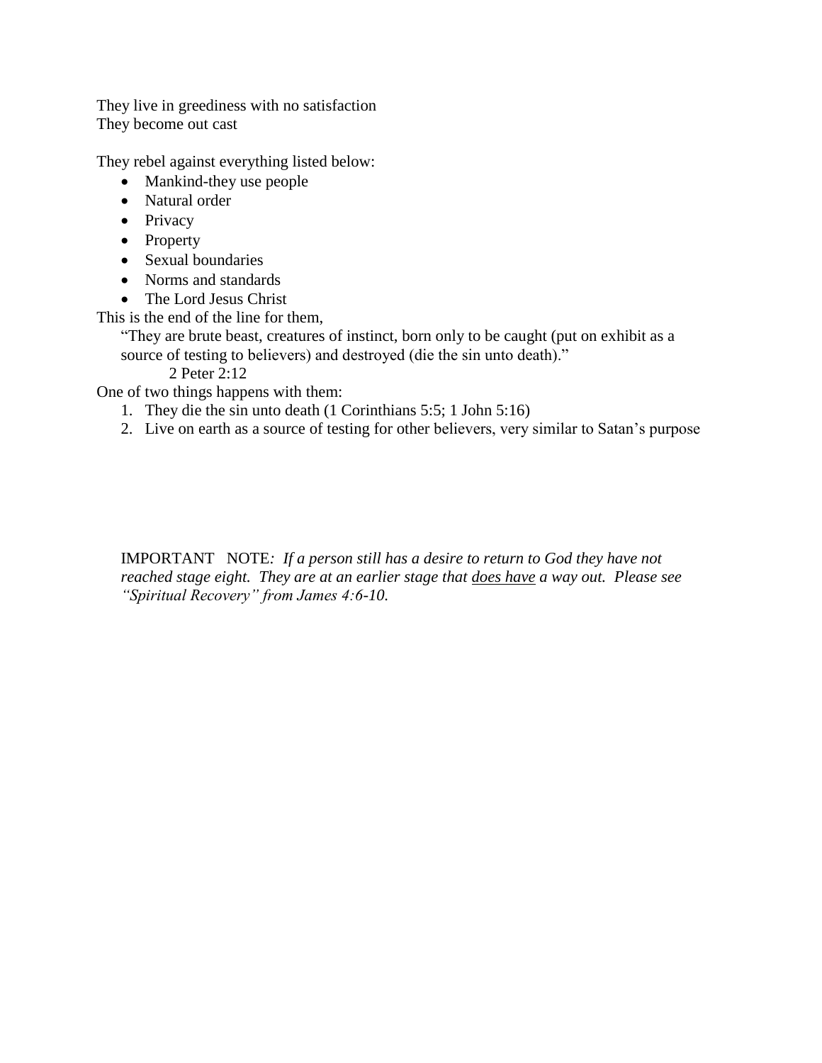They live in greediness with no satisfaction
They become out cast

They rebel against everything listed below:

- Mankind-they use people
- Natural order
- Privacy
- Property
- Sexual boundaries
- Norms and standards
- The Lord Jesus Christ

This is the end of the line for them,

> "They are brute beast, creatures of instinct, born only to be caught (put on exhibit as a source of testing to believers) and destroyed (die the sin unto death)."
>
> 2 Peter 2:12

One of two things happens with them:

1. They die the sin unto death (1 Corinthians 5:5; 1 John 5:16)
2. Live on earth as a source of testing for other believers, very similar to Satan's purpose

IMPORTANT NOTE*: If a person still has a desire to return to God they have not reached stage eight. They are at an earlier stage that* ***does have*** *a way out. Please see "Spiritual Recovery" from James 4:6-10.*